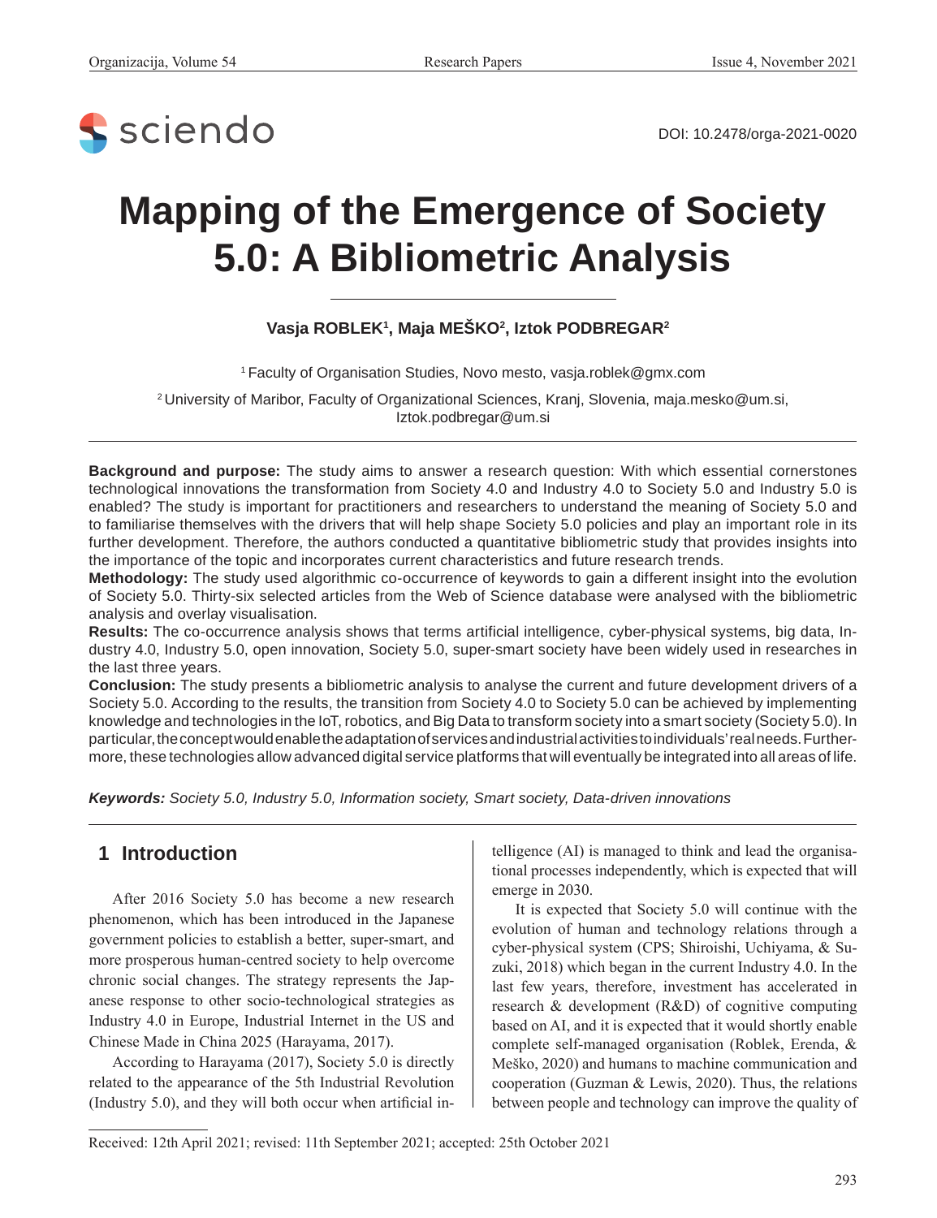DOI: 10.2478/orga-2021-0020

# Mapping of the Emergence of Society 5.0: A Bibliometric Analysis

**Vasja ROBLEK[1], Maja MEŠKO[2], Iztok PODBREGAR[2]**

[1] Faculty of Organisation Studies, Novo mesto, vasja.roblek@gmx.com

[2] University of Maribor, Faculty of Organizational Sciences, Kranj, Slovenia, maja.mesko@um.si, Iztok.podbregar@um.si

**Background and purpose:** The study aims to answer a research question: With which essential cornerstones technological innovations the transformation from Society 4.0 and Industry 4.0 to Society 5.0 and Industry 5.0 is enabled? The study is important for practitioners and researchers to understand the meaning of Society 5.0 and to familiarise themselves with the drivers that will help shape Society 5.0 policies and play an important role in its further development. Therefore, the authors conducted a quantitative bibliometric study that provides insights into the importance of the topic and incorporates current characteristics and future research trends.

**Methodology:** The study used algorithmic co-occurrence of keywords to gain a different insight into the evolution of Society 5.0. Thirty-six selected articles from the Web of Science database were analysed with the bibliometric analysis and overlay visualisation.

**Results:** The co-occurrence analysis shows that terms artificial intelligence, cyber-physical systems, big data, Industry 4.0, Industry 5.0, open innovation, Society 5.0, super-smart society have been widely used in researches in the last three years.

**Conclusion:** The study presents a bibliometric analysis to analyse the current and future development drivers of a Society 5.0. According to the results, the transition from Society 4.0 to Society 5.0 can be achieved by implementing knowledge and technologies in the IoT, robotics, and Big Data to transform society into a smart society (Society 5.0). In particular, the concept would enable the adaptation of services and industrial activities to individuals' real needs. Furthermore, these technologies allow advanced digital service platforms that will eventually be integrated into all areas of life.

***Keywords:*** *Society 5.0, Industry 5.0, Information society, Smart society, Data-driven innovations*

## 1 Introduction

After 2016 Society 5.0 has become a new research phenomenon, which has been introduced in the Japanese government policies to establish a better, super-smart, and more prosperous human-centred society to help overcome chronic social changes. The strategy represents the Japanese response to other socio-technological strategies as Industry 4.0 in Europe, Industrial Internet in the US and Chinese Made in China 2025 (Harayama, 2017).

According to Harayama (2017), Society 5.0 is directly related to the appearance of the 5th Industrial Revolution (Industry 5.0), and they will both occur when artificial intelligence (AI) is managed to think and lead the organisational processes independently, which is expected that will emerge in 2030.

It is expected that Society 5.0 will continue with the evolution of human and technology relations through a cyber-physical system (CPS; Shiroishi, Uchiyama, & Suzuki, 2018) which began in the current Industry 4.0. In the last few years, therefore, investment has accelerated in research & development (R&D) of cognitive computing based on AI, and it is expected that it would shortly enable complete self-managed organisation (Roblek, Erenda, & Meško, 2020) and humans to machine communication and cooperation (Guzman & Lewis, 2020). Thus, the relations between people and technology can improve the quality of

Received: 12th April 2021; revised: 11th September 2021; accepted: 25th October 2021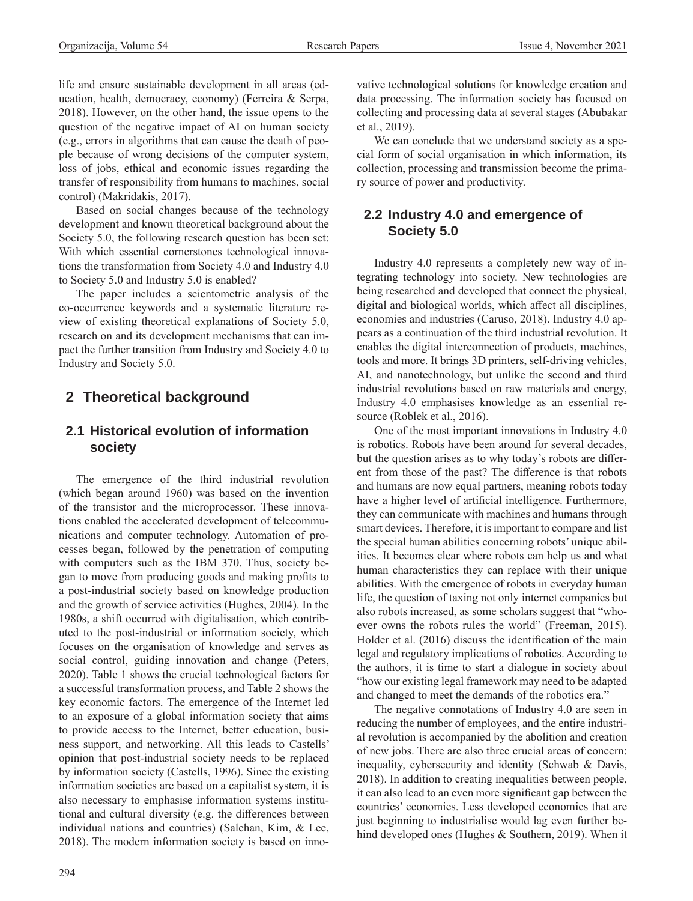life and ensure sustainable development in all areas (education, health, democracy, economy) (Ferreira & Serpa, 2018). However, on the other hand, the issue opens to the question of the negative impact of AI on human society (e.g., errors in algorithms that can cause the death of people because of wrong decisions of the computer system, loss of jobs, ethical and economic issues regarding the transfer of responsibility from humans to machines, social control) (Makridakis, 2017).

Based on social changes because of the technology development and known theoretical background about the Society 5.0, the following research question has been set: With which essential cornerstones technological innovations the transformation from Society 4.0 and Industry 4.0 to Society 5.0 and Industry 5.0 is enabled?

The paper includes a scientometric analysis of the co-occurrence keywords and a systematic literature review of existing theoretical explanations of Society 5.0, research on and its development mechanisms that can impact the further transition from Industry and Society 4.0 to Industry and Society 5.0.

## 2 Theoretical background

### 2.1 Historical evolution of information society

The emergence of the third industrial revolution (which began around 1960) was based on the invention of the transistor and the microprocessor. These innovations enabled the accelerated development of telecommunications and computer technology. Automation of processes began, followed by the penetration of computing with computers such as the IBM 370. Thus, society began to move from producing goods and making profits to a post-industrial society based on knowledge production and the growth of service activities (Hughes, 2004). In the 1980s, a shift occurred with digitalisation, which contributed to the post-industrial or information society, which focuses on the organisation of knowledge and serves as social control, guiding innovation and change (Peters, 2020). Table 1 shows the crucial technological factors for a successful transformation process, and Table 2 shows the key economic factors. The emergence of the Internet led to an exposure of a global information society that aims to provide access to the Internet, better education, business support, and networking. All this leads to Castells' opinion that post-industrial society needs to be replaced by information society (Castells, 1996). Since the existing information societies are based on a capitalist system, it is also necessary to emphasise information systems institutional and cultural diversity (e.g. the differences between individual nations and countries) (Salehan, Kim, & Lee, 2018). The modern information society is based on innovative technological solutions for knowledge creation and data processing. The information society has focused on collecting and processing data at several stages (Abubakar et al., 2019).

We can conclude that we understand society as a special form of social organisation in which information, its collection, processing and transmission become the primary source of power and productivity.

### 2.2 Industry 4.0 and emergence of Society 5.0

Industry 4.0 represents a completely new way of integrating technology into society. New technologies are being researched and developed that connect the physical, digital and biological worlds, which affect all disciplines, economies and industries (Caruso, 2018). Industry 4.0 appears as a continuation of the third industrial revolution. It enables the digital interconnection of products, machines, tools and more. It brings 3D printers, self-driving vehicles, AI, and nanotechnology, but unlike the second and third industrial revolutions based on raw materials and energy, Industry 4.0 emphasises knowledge as an essential resource (Roblek et al., 2016).

One of the most important innovations in Industry 4.0 is robotics. Robots have been around for several decades, but the question arises as to why today's robots are different from those of the past? The difference is that robots and humans are now equal partners, meaning robots today have a higher level of artificial intelligence. Furthermore, they can communicate with machines and humans through smart devices. Therefore, it is important to compare and list the special human abilities concerning robots' unique abilities. It becomes clear where robots can help us and what human characteristics they can replace with their unique abilities. With the emergence of robots in everyday human life, the question of taxing not only internet companies but also robots increased, as some scholars suggest that "whoever owns the robots rules the world" (Freeman, 2015). Holder et al. (2016) discuss the identification of the main legal and regulatory implications of robotics. According to the authors, it is time to start a dialogue in society about "how our existing legal framework may need to be adapted and changed to meet the demands of the robotics era."

The negative connotations of Industry 4.0 are seen in reducing the number of employees, and the entire industrial revolution is accompanied by the abolition and creation of new jobs. There are also three crucial areas of concern: inequality, cybersecurity and identity (Schwab & Davis, 2018). In addition to creating inequalities between people, it can also lead to an even more significant gap between the countries' economies. Less developed economies that are just beginning to industrialise would lag even further behind developed ones (Hughes & Southern, 2019). When it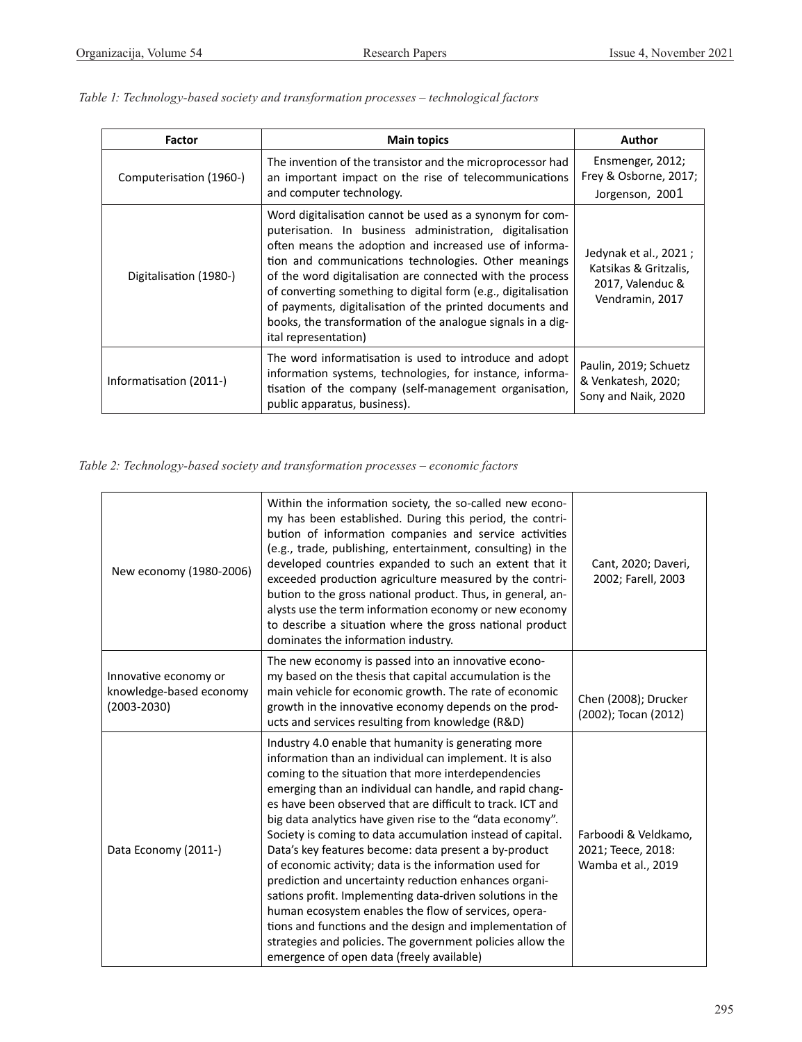*Table 1: Technology-based society and transformation processes – technological factors*

| Factor | Main topics | Author |
|---|---|---|
| Computerisation (1960-) | The invention of the transistor and the microprocessor had an important impact on the rise of telecommunications and computer technology. | Ensmenger, 2012; Frey & Osborne, 2017; Jorgenson, 2001 |
| Digitalisation (1980-) | Word digitalisation cannot be used as a synonym for computerisation. In business administration, digitalisation often means the adoption and increased use of information and communications technologies. Other meanings of the word digitalisation are connected with the process of converting something to digital form (e.g., digitalisation of payments, digitalisation of the printed documents and books, the transformation of the analogue signals in a digital representation) | Jedynak et al., 2021 ; Katsikas & Gritzalis, 2017, Valenduc & Vendramin, 2017 |
| Informatisation (2011-) | The word informatisation is used to introduce and adopt information systems, technologies, for instance, informatisation of the company (self-management organisation, public apparatus, business). | Paulin, 2019; Schuetz & Venkatesh, 2020; Sony and Naik, 2020 |

*Table 2: Technology-based society and transformation processes – economic factors*

| | | |
|---|---|---|
| New economy (1980-2006) | Within the information society, the so-called new economy has been established. During this period, the contribution of information companies and service activities (e.g., trade, publishing, entertainment, consulting) in the developed countries expanded to such an extent that it exceeded production agriculture measured by the contribution to the gross national product. Thus, in general, analysts use the term information economy or new economy to describe a situation where the gross national product dominates the information industry. | Cant, 2020; Daveri, 2002; Farell, 2003 |
| Innovative economy or knowledge-based economy (2003-2030) | The new economy is passed into an innovative economy based on the thesis that capital accumulation is the main vehicle for economic growth. The rate of economic growth in the innovative economy depends on the products and services resulting from knowledge (R&D) | Chen (2008); Drucker (2002); Tocan (2012) |
| Data Economy (2011-) | Industry 4.0 enable that humanity is generating more information than an individual can implement. It is also coming to the situation that more interdependencies emerging than an individual can handle, and rapid changes have been observed that are difficult to track. ICT and big data analytics have given rise to the "data economy". Society is coming to data accumulation instead of capital. Data's key features become: data present a by-product of economic activity; data is the information used for prediction and uncertainty reduction enhances organisations profit. Implementing data-driven solutions in the human ecosystem enables the flow of services, operations and functions and the design and implementation of strategies and policies. The government policies allow the emergence of open data (freely available) | Farboodi & Veldkamo, 2021; Teece, 2018: Wamba et al., 2019 |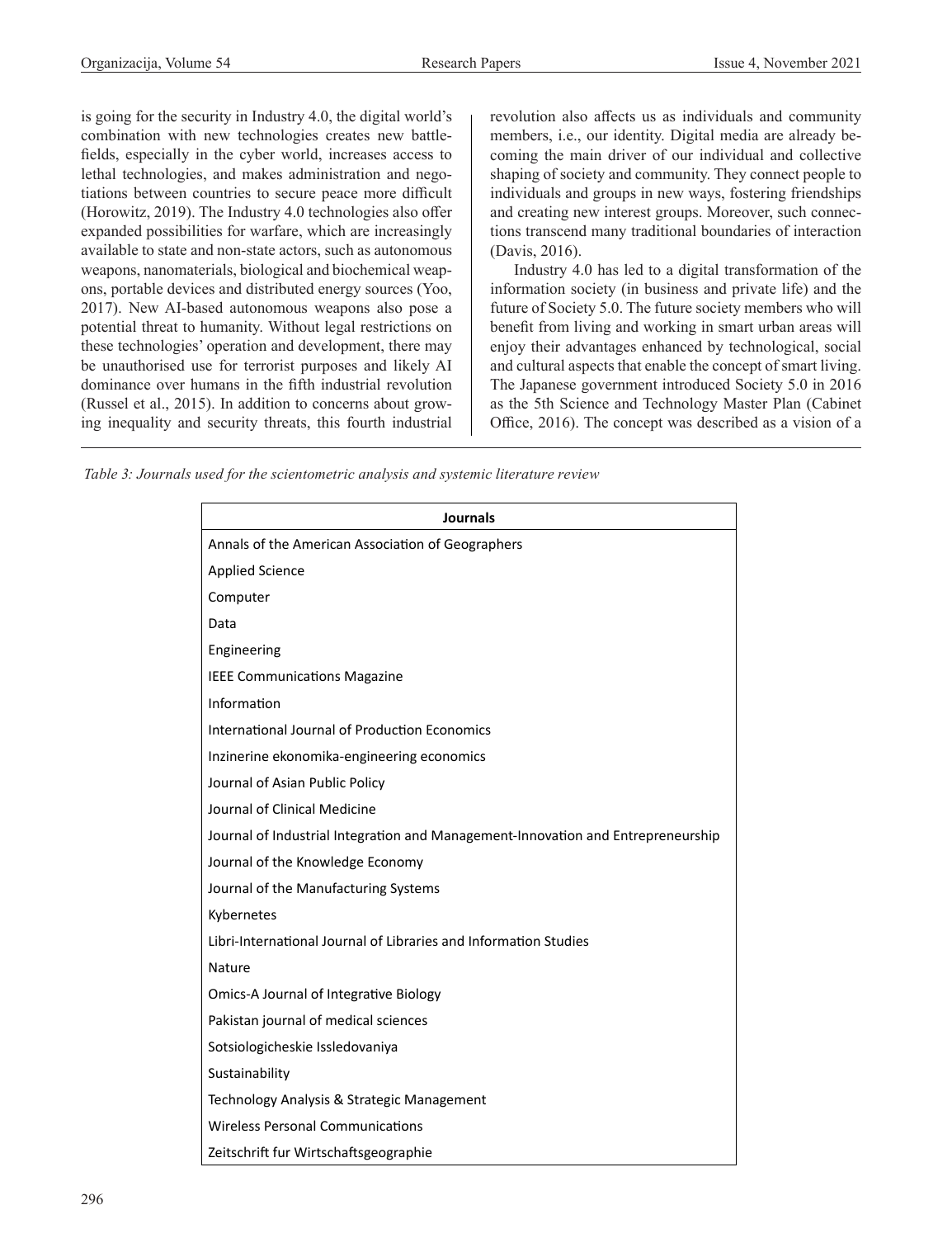is going for the security in Industry 4.0, the digital world's combination with new technologies creates new battlefields, especially in the cyber world, increases access to lethal technologies, and makes administration and negotiations between countries to secure peace more difficult (Horowitz, 2019). The Industry 4.0 technologies also offer expanded possibilities for warfare, which are increasingly available to state and non-state actors, such as autonomous weapons, nanomaterials, biological and biochemical weapons, portable devices and distributed energy sources (Yoo, 2017). New AI-based autonomous weapons also pose a potential threat to humanity. Without legal restrictions on these technologies' operation and development, there may be unauthorised use for terrorist purposes and likely AI dominance over humans in the fifth industrial revolution (Russel et al., 2015). In addition to concerns about growing inequality and security threats, this fourth industrial revolution also affects us as individuals and community members, i.e., our identity. Digital media are already becoming the main driver of our individual and collective shaping of society and community. They connect people to individuals and groups in new ways, fostering friendships and creating new interest groups. Moreover, such connections transcend many traditional boundaries of interaction (Davis, 2016).

Industry 4.0 has led to a digital transformation of the information society (in business and private life) and the future of Society 5.0. The future society members who will benefit from living and working in smart urban areas will enjoy their advantages enhanced by technological, social and cultural aspects that enable the concept of smart living. The Japanese government introduced Society 5.0 in 2016 as the 5th Science and Technology Master Plan (Cabinet Office, 2016). The concept was described as a vision of a

*Table 3: Journals used for the scientometric analysis and systemic literature review*

| **Journals** |
| --- |
| Annals of the American Association of Geographers |
| Applied Science |
| Computer |
| Data |
| Engineering |
| IEEE Communications Magazine |
| Information |
| International Journal of Production Economics |
| Inzinerine ekonomika-engineering economics |
| Journal of Asian Public Policy |
| Journal of Clinical Medicine |
| Journal of Industrial Integration and Management-Innovation and Entrepreneurship |
| Journal of the Knowledge Economy |
| Journal of the Manufacturing Systems |
| Kybernetes |
| Libri-International Journal of Libraries and Information Studies |
| Nature |
| Omics-A Journal of Integrative Biology |
| Pakistan journal of medical sciences |
| Sotsiologicheskie Issledovaniya |
| Sustainability |
| Technology Analysis & Strategic Management |
| Wireless Personal Communications |
| Zeitschrift fur Wirtschaftsgeographie |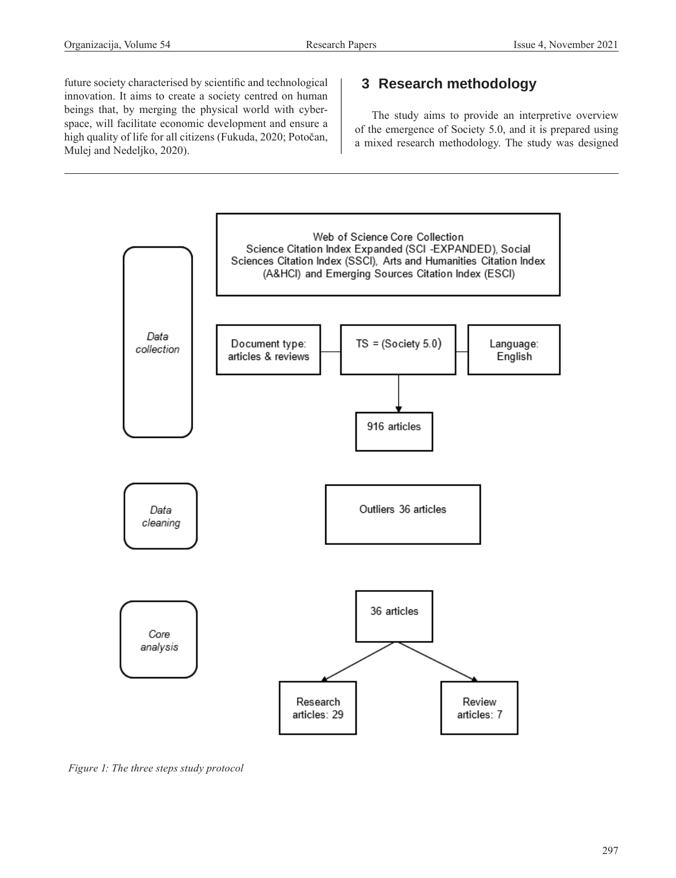future society characterised by scientific and technological innovation. It aims to create a society centred on human beings that, by merging the physical world with cyberspace, will facilitate economic development and ensure a high quality of life for all citizens (Fukuda, 2020; Potočan, Mulej and Nedeljko, 2020).

## 3 Research methodology

The study aims to provide an interpretive overview of the emergence of Society 5.0, and it is prepared using a mixed research methodology. The study was designed

Data collection

Web of Science Core Collection
Science Citation Index Expanded (SCI -EXPANDED), Social Sciences Citation Index (SSCI), Arts and Humanities Citation Index (A&HCI) and Emerging Sources Citation Index (ESCI)

Document type: articles & reviews | TS = (Society 5.0) | Language: English

916 articles

Data cleaning

Outliers 36 articles

Core analysis

36 articles

Research articles: 29 | Review articles: 7

*Figure 1: The three steps study protocol*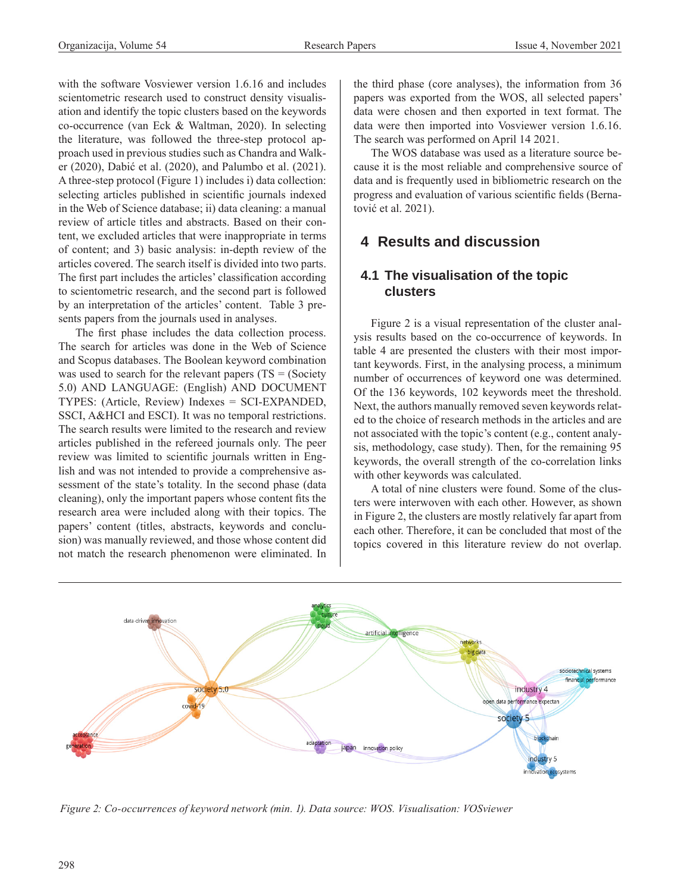with the software Vosviewer version 1.6.16 and includes scientometric research used to construct density visualisation and identify the topic clusters based on the keywords co-occurrence (van Eck & Waltman, 2020). In selecting the literature, was followed the three-step protocol approach used in previous studies such as Chandra and Walker (2020), Dabić et al. (2020), and Palumbo et al. (2021). A three-step protocol (Figure 1) includes i) data collection: selecting articles published in scientific journals indexed in the Web of Science database; ii) data cleaning: a manual review of article titles and abstracts. Based on their content, we excluded articles that were inappropriate in terms of content; and 3) basic analysis: in-depth review of the articles covered. The search itself is divided into two parts. The first part includes the articles' classification according to scientometric research, and the second part is followed by an interpretation of the articles' content. Table 3 presents papers from the journals used in analyses.

The first phase includes the data collection process. The search for articles was done in the Web of Science and Scopus databases. The Boolean keyword combination was used to search for the relevant papers (TS = (Society 5.0) AND LANGUAGE: (English) AND DOCUMENT TYPES: (Article, Review) Indexes = SCI-EXPANDED, SSCI, A&HCI and ESCI). It was no temporal restrictions. The search results were limited to the research and review articles published in the refereed journals only. The peer review was limited to scientific journals written in English and was not intended to provide a comprehensive assessment of the state's totality. In the second phase (data cleaning), only the important papers whose content fits the research area were included along with their topics. The papers' content (titles, abstracts, keywords and conclusion) was manually reviewed, and those whose content did not match the research phenomenon were eliminated. In the third phase (core analyses), the information from 36 papers was exported from the WOS, all selected papers' data were chosen and then exported in text format. The data were then imported into Vosviewer version 1.6.16. The search was performed on April 14 2021.

The WOS database was used as a literature source because it is the most reliable and comprehensive source of data and is frequently used in bibliometric research on the progress and evaluation of various scientific fields (Bernatović et al. 2021).

## 4 Results and discussion

### 4.1 The visualisation of the topic clusters

Figure 2 is a visual representation of the cluster analysis results based on the co-occurrence of keywords. In table 4 are presented the clusters with their most important keywords. First, in the analysing process, a minimum number of occurrences of keyword one was determined. Of the 136 keywords, 102 keywords meet the threshold. Next, the authors manually removed seven keywords related to the choice of research methods in the articles and are not associated with the topic's content (e.g., content analysis, methodology, case study). Then, for the remaining 95 keywords, the overall strength of the co-correlation links with other keywords was calculated.

A total of nine clusters were found. Some of the clusters were interwoven with each other. However, as shown in Figure 2, the clusters are mostly relatively far apart from each other. Therefore, it can be concluded that most of the topics covered in this literature review do not overlap.

*Figure 2: Co-occurrences of keyword network (min. 1). Data source: WOS. Visualisation: VOSviewer*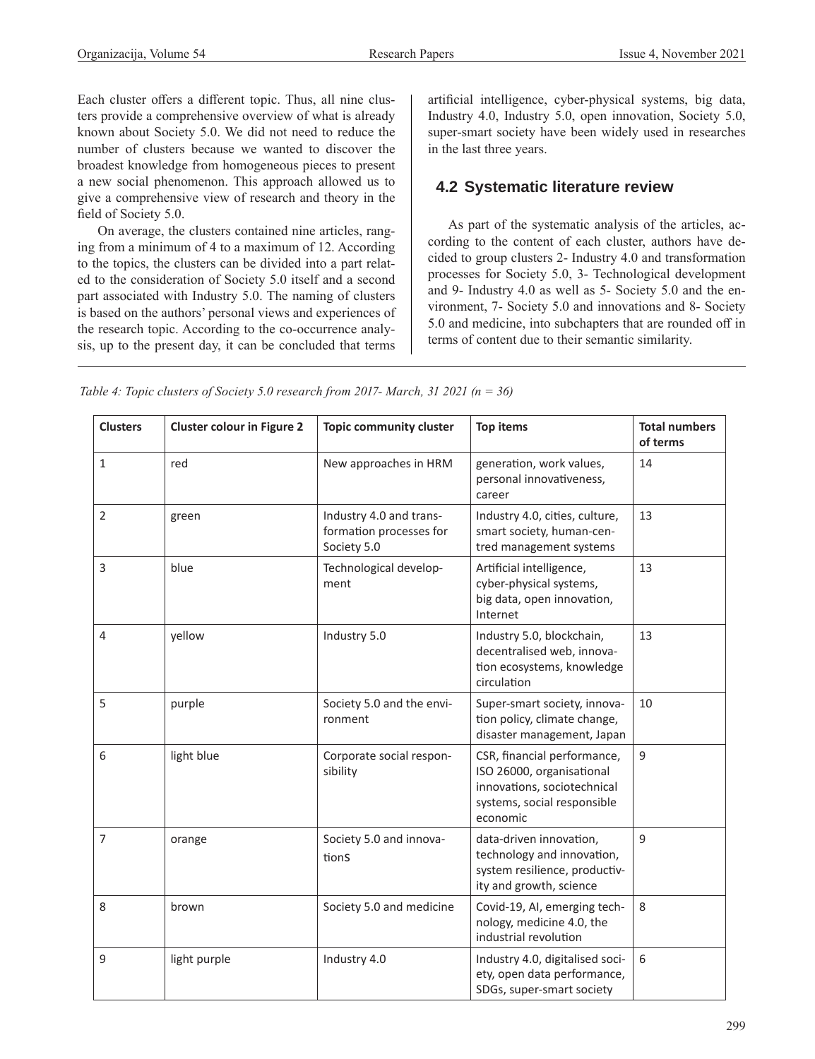Each cluster offers a different topic. Thus, all nine clusters provide a comprehensive overview of what is already known about Society 5.0. We did not need to reduce the number of clusters because we wanted to discover the broadest knowledge from homogeneous pieces to present a new social phenomenon. This approach allowed us to give a comprehensive view of research and theory in the field of Society 5.0.

On average, the clusters contained nine articles, ranging from a minimum of 4 to a maximum of 12. According to the topics, the clusters can be divided into a part related to the consideration of Society 5.0 itself and a second part associated with Industry 5.0. The naming of clusters is based on the authors' personal views and experiences of the research topic. According to the co-occurrence analysis, up to the present day, it can be concluded that terms artificial intelligence, cyber-physical systems, big data, Industry 4.0, Industry 5.0, open innovation, Society 5.0, super-smart society have been widely used in researches in the last three years.

## 4.2 Systematic literature review

As part of the systematic analysis of the articles, according to the content of each cluster, authors have decided to group clusters 2- Industry 4.0 and transformation processes for Society 5.0, 3- Technological development and 9- Industry 4.0 as well as 5- Society 5.0 and the environment, 7- Society 5.0 and innovations and 8- Society 5.0 and medicine, into subchapters that are rounded off in terms of content due to their semantic similarity.

*Table 4: Topic clusters of Society 5.0 research from 2017- March, 31 2021 (n = 36)*

| Clusters | Cluster colour in Figure 2 | Topic community cluster | Top items | Total numbers of terms |
|---|---|---|---|---|
| 1 | red | New approaches in HRM | generation, work values, personal innovativeness, career | 14 |
| 2 | green | Industry 4.0 and transformation processes for Society 5.0 | Industry 4.0, cities, culture, smart society, human-centred management systems | 13 |
| 3 | blue | Technological development | Artificial intelligence, cyber-physical systems, big data, open innovation, Internet | 13 |
| 4 | yellow | Industry 5.0 | Industry 5.0, blockchain, decentralised web, innovation ecosystems, knowledge circulation | 13 |
| 5 | purple | Society 5.0 and the environment | Super-smart society, innovation policy, climate change, disaster management, Japan | 10 |
| 6 | light blue | Corporate social responsibility | CSR, financial performance, ISO 26000, organisational innovations, sociotechnical systems, social responsible economic | 9 |
| 7 | orange | Society 5.0 and innovationS | data-driven innovation, technology and innovation, system resilience, productivity and growth, science | 9 |
| 8 | brown | Society 5.0 and medicine | Covid-19, AI, emerging technology, medicine 4.0, the industrial revolution | 8 |
| 9 | light purple | Industry 4.0 | Industry 4.0, digitalised society, open data performance, SDGs, super-smart society | 6 |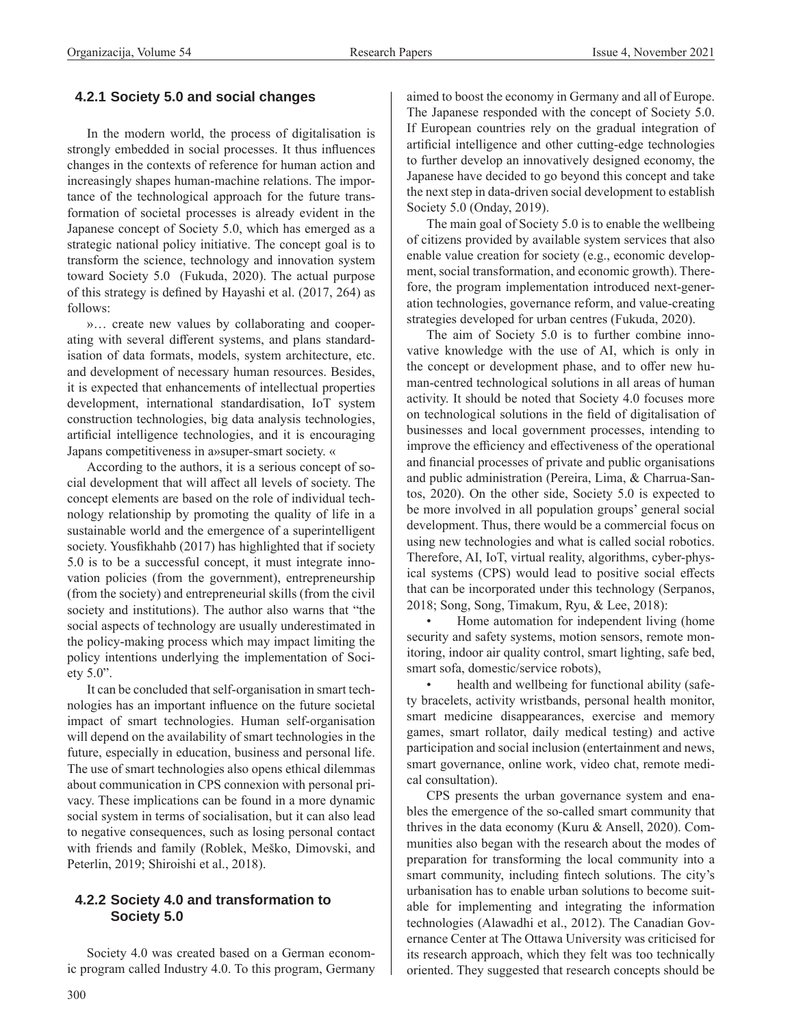### 4.2.1 Society 5.0 and social changes

In the modern world, the process of digitalisation is strongly embedded in social processes. It thus influences changes in the contexts of reference for human action and increasingly shapes human-machine relations. The importance of the technological approach for the future transformation of societal processes is already evident in the Japanese concept of Society 5.0, which has emerged as a strategic national policy initiative. The concept goal is to transform the science, technology and innovation system toward Society 5.0 (Fukuda, 2020). The actual purpose of this strategy is defined by Hayashi et al. (2017, 264) as follows:

»… create new values by collaborating and cooperating with several different systems, and plans standardisation of data formats, models, system architecture, etc. and development of necessary human resources. Besides, it is expected that enhancements of intellectual properties development, international standardisation, IoT system construction technologies, big data analysis technologies, artificial intelligence technologies, and it is encouraging Japans competitiveness in a»super-smart society. «

According to the authors, it is a serious concept of social development that will affect all levels of society. The concept elements are based on the role of individual technology relationship by promoting the quality of life in a sustainable world and the emergence of a superintelligent society. Yousfikhahb (2017) has highlighted that if society 5.0 is to be a successful concept, it must integrate innovation policies (from the government), entrepreneurship (from the society) and entrepreneurial skills (from the civil society and institutions). The author also warns that "the social aspects of technology are usually underestimated in the policy-making process which may impact limiting the policy intentions underlying the implementation of Society 5.0".

It can be concluded that self-organisation in smart technologies has an important influence on the future societal impact of smart technologies. Human self-organisation will depend on the availability of smart technologies in the future, especially in education, business and personal life. The use of smart technologies also opens ethical dilemmas about communication in CPS connexion with personal privacy. These implications can be found in a more dynamic social system in terms of socialisation, but it can also lead to negative consequences, such as losing personal contact with friends and family (Roblek, Meško, Dimovski, and Peterlin, 2019; Shiroishi et al., 2018).

### 4.2.2 Society 4.0 and transformation to Society 5.0

Society 4.0 was created based on a German economic program called Industry 4.0. To this program, Germany aimed to boost the economy in Germany and all of Europe. The Japanese responded with the concept of Society 5.0. If European countries rely on the gradual integration of artificial intelligence and other cutting-edge technologies to further develop an innovatively designed economy, the Japanese have decided to go beyond this concept and take the next step in data-driven social development to establish Society 5.0 (Onday, 2019).

The main goal of Society 5.0 is to enable the wellbeing of citizens provided by available system services that also enable value creation for society (e.g., economic development, social transformation, and economic growth). Therefore, the program implementation introduced next-generation technologies, governance reform, and value-creating strategies developed for urban centres (Fukuda, 2020).

The aim of Society 5.0 is to further combine innovative knowledge with the use of AI, which is only in the concept or development phase, and to offer new human-centred technological solutions in all areas of human activity. It should be noted that Society 4.0 focuses more on technological solutions in the field of digitalisation of businesses and local government processes, intending to improve the efficiency and effectiveness of the operational and financial processes of private and public organisations and public administration (Pereira, Lima, & Charrua-Santos, 2020). On the other side, Society 5.0 is expected to be more involved in all population groups' general social development. Thus, there would be a commercial focus on using new technologies and what is called social robotics. Therefore, AI, IoT, virtual reality, algorithms, cyber-physical systems (CPS) would lead to positive social effects that can be incorporated under this technology (Serpanos, 2018; Song, Song, Timakum, Ryu, & Lee, 2018):

- Home automation for independent living (home security and safety systems, motion sensors, remote monitoring, indoor air quality control, smart lighting, safe bed, smart sofa, domestic/service robots),
- health and wellbeing for functional ability (safety bracelets, activity wristbands, personal health monitor, smart medicine disappearances, exercise and memory games, smart rollator, daily medical testing) and active participation and social inclusion (entertainment and news, smart governance, online work, video chat, remote medical consultation).

CPS presents the urban governance system and enables the emergence of the so-called smart community that thrives in the data economy (Kuru & Ansell, 2020). Communities also began with the research about the modes of preparation for transforming the local community into a smart community, including fintech solutions. The city's urbanisation has to enable urban solutions to become suitable for implementing and integrating the information technologies (Alawadhi et al., 2012). The Canadian Governance Center at The Ottawa University was criticised for its research approach, which they felt was too technically oriented. They suggested that research concepts should be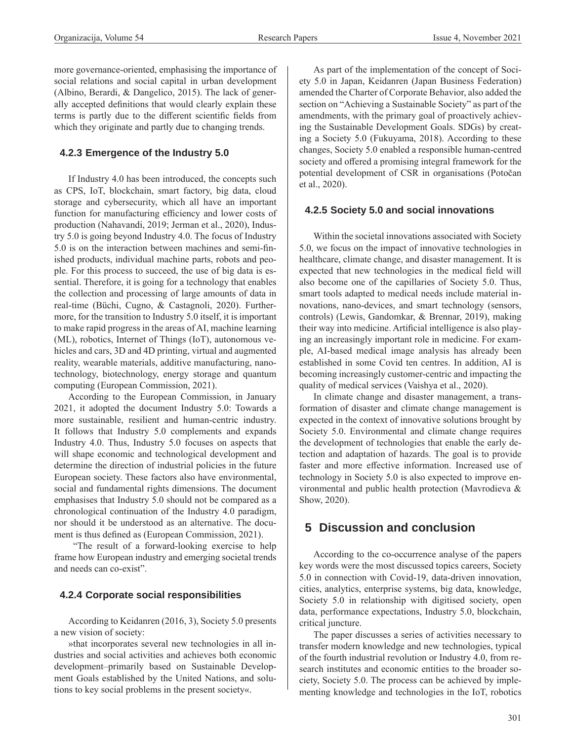more governance-oriented, emphasising the importance of social relations and social capital in urban development (Albino, Berardi, & Dangelico, 2015). The lack of generally accepted definitions that would clearly explain these terms is partly due to the different scientific fields from which they originate and partly due to changing trends.

### 4.2.3 Emergence of the Industry 5.0

If Industry 4.0 has been introduced, the concepts such as CPS, IoT, blockchain, smart factory, big data, cloud storage and cybersecurity, which all have an important function for manufacturing efficiency and lower costs of production (Nahavandi, 2019; Jerman et al., 2020), Industry 5.0 is going beyond Industry 4.0. The focus of Industry 5.0 is on the interaction between machines and semi-finished products, individual machine parts, robots and people. For this process to succeed, the use of big data is essential. Therefore, it is going for a technology that enables the collection and processing of large amounts of data in real-time (Büchi, Cugno, & Castagnoli, 2020). Furthermore, for the transition to Industry 5.0 itself, it is important to make rapid progress in the areas of AI, machine learning (ML), robotics, Internet of Things (IoT), autonomous vehicles and cars, 3D and 4D printing, virtual and augmented reality, wearable materials, additive manufacturing, nanotechnology, biotechnology, energy storage and quantum computing (European Commission, 2021).

According to the European Commission, in January 2021, it adopted the document Industry 5.0: Towards a more sustainable, resilient and human-centric industry. It follows that Industry 5.0 complements and expands Industry 4.0. Thus, Industry 5.0 focuses on aspects that will shape economic and technological development and determine the direction of industrial policies in the future European society. These factors also have environmental, social and fundamental rights dimensions. The document emphasises that Industry 5.0 should not be compared as a chronological continuation of the Industry 4.0 paradigm, nor should it be understood as an alternative. The document is thus defined as (European Commission, 2021).

"The result of a forward-looking exercise to help frame how European industry and emerging societal trends and needs can co-exist".

### 4.2.4 Corporate social responsibilities

According to Keidanren (2016, 3), Society 5.0 presents a new vision of society:

»that incorporates several new technologies in all industries and social activities and achieves both economic development–primarily based on Sustainable Development Goals established by the United Nations, and solutions to key social problems in the present society«.

As part of the implementation of the concept of Society 5.0 in Japan, Keidanren (Japan Business Federation) amended the Charter of Corporate Behavior, also added the section on "Achieving a Sustainable Society" as part of the amendments, with the primary goal of proactively achieving the Sustainable Development Goals. SDGs) by creating a Society 5.0 (Fukuyama, 2018). According to these changes, Society 5.0 enabled a responsible human-centred society and offered a promising integral framework for the potential development of CSR in organisations (Potočan et al., 2020).

### 4.2.5 Society 5.0 and social innovations

Within the societal innovations associated with Society 5.0, we focus on the impact of innovative technologies in healthcare, climate change, and disaster management. It is expected that new technologies in the medical field will also become one of the capillaries of Society 5.0. Thus, smart tools adapted to medical needs include material innovations, nano-devices, and smart technology (sensors, controls) (Lewis, Gandomkar, & Brennar, 2019), making their way into medicine. Artificial intelligence is also playing an increasingly important role in medicine. For example, AI-based medical image analysis has already been established in some Covid ten centres. In addition, AI is becoming increasingly customer-centric and impacting the quality of medical services (Vaishya et al., 2020).

In climate change and disaster management, a transformation of disaster and climate change management is expected in the context of innovative solutions brought by Society 5.0. Environmental and climate change requires the development of technologies that enable the early detection and adaptation of hazards. The goal is to provide faster and more effective information. Increased use of technology in Society 5.0 is also expected to improve environmental and public health protection (Mavrodieva & Show, 2020).

## 5 Discussion and conclusion

According to the co-occurrence analyse of the papers key words were the most discussed topics careers, Society 5.0 in connection with Covid-19, data-driven innovation, cities, analytics, enterprise systems, big data, knowledge, Society 5.0 in relationship with digitised society, open data, performance expectations, Industry 5.0, blockchain, critical juncture.

The paper discusses a series of activities necessary to transfer modern knowledge and new technologies, typical of the fourth industrial revolution or Industry 4.0, from research institutes and economic entities to the broader society, Society 5.0. The process can be achieved by implementing knowledge and technologies in the IoT, robotics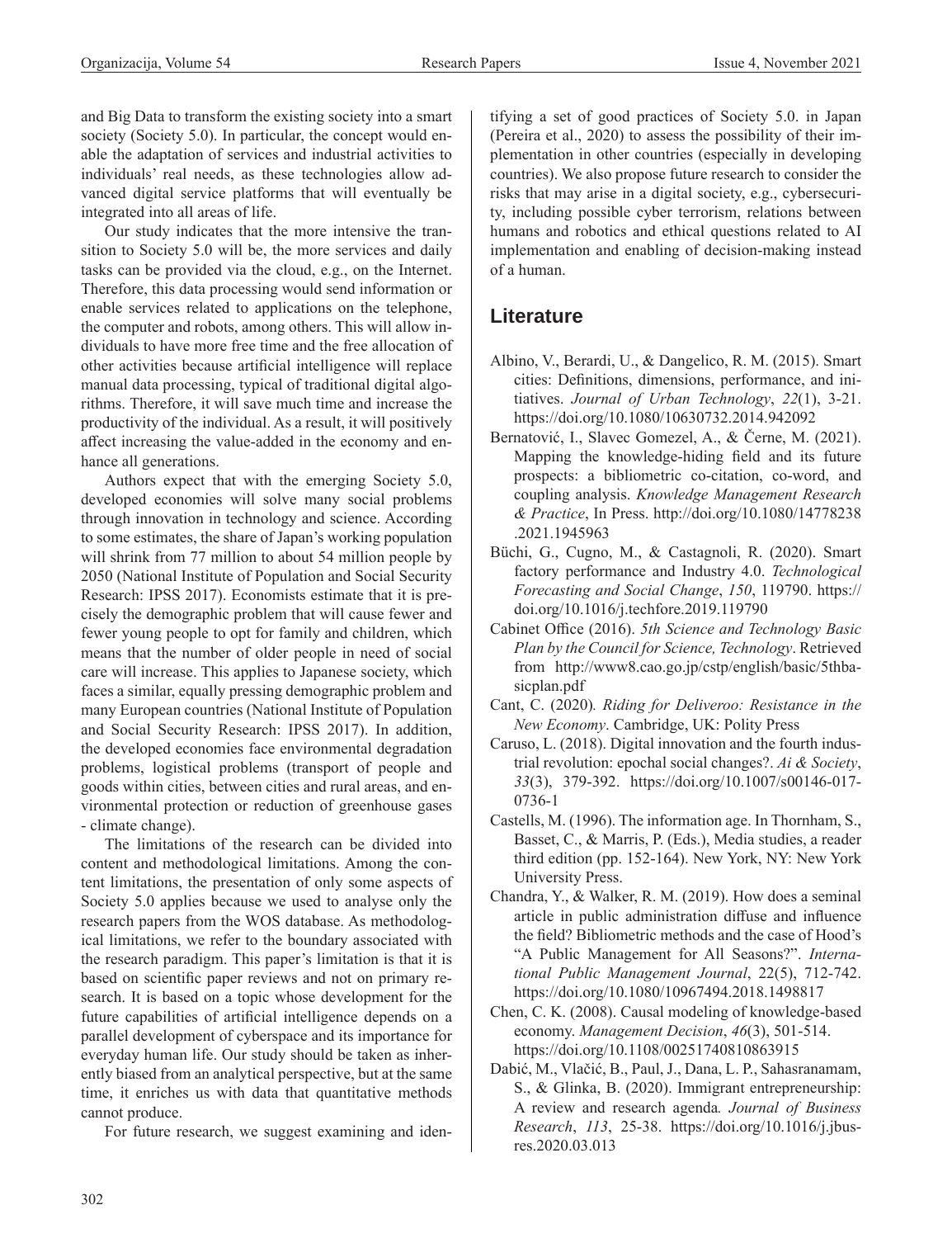and Big Data to transform the existing society into a smart society (Society 5.0). In particular, the concept would enable the adaptation of services and industrial activities to individuals' real needs, as these technologies allow advanced digital service platforms that will eventually be integrated into all areas of life.

Our study indicates that the more intensive the transition to Society 5.0 will be, the more services and daily tasks can be provided via the cloud, e.g., on the Internet. Therefore, this data processing would send information or enable services related to applications on the telephone, the computer and robots, among others. This will allow individuals to have more free time and the free allocation of other activities because artificial intelligence will replace manual data processing, typical of traditional digital algorithms. Therefore, it will save much time and increase the productivity of the individual. As a result, it will positively affect increasing the value-added in the economy and enhance all generations.

Authors expect that with the emerging Society 5.0, developed economies will solve many social problems through innovation in technology and science. According to some estimates, the share of Japan's working population will shrink from 77 million to about 54 million people by 2050 (National Institute of Population and Social Security Research: IPSS 2017). Economists estimate that it is precisely the demographic problem that will cause fewer and fewer young people to opt for family and children, which means that the number of older people in need of social care will increase. This applies to Japanese society, which faces a similar, equally pressing demographic problem and many European countries (National Institute of Population and Social Security Research: IPSS 2017). In addition, the developed economies face environmental degradation problems, logistical problems (transport of people and goods within cities, between cities and rural areas, and environmental protection or reduction of greenhouse gases - climate change).

The limitations of the research can be divided into content and methodological limitations. Among the content limitations, the presentation of only some aspects of Society 5.0 applies because we used to analyse only the research papers from the WOS database. As methodological limitations, we refer to the boundary associated with the research paradigm. This paper's limitation is that it is based on scientific paper reviews and not on primary research. It is based on a topic whose development for the future capabilities of artificial intelligence depends on a parallel development of cyberspace and its importance for everyday human life. Our study should be taken as inherently biased from an analytical perspective, but at the same time, it enriches us with data that quantitative methods cannot produce.

For future research, we suggest examining and identifying a set of good practices of Society 5.0. in Japan (Pereira et al., 2020) to assess the possibility of their implementation in other countries (especially in developing countries). We also propose future research to consider the risks that may arise in a digital society, e.g., cybersecurity, including possible cyber terrorism, relations between humans and robotics and ethical questions related to AI implementation and enabling of decision-making instead of a human.

## Literature

Albino, V., Berardi, U., & Dangelico, R. M. (2015). Smart cities: Definitions, dimensions, performance, and initiatives. *Journal of Urban Technology*, *22*(1), 3-21. https://doi.org/10.1080/10630732.2014.942092

Bernatović, I., Slavec Gomezel, A., & Černe, M. (2021). Mapping the knowledge-hiding field and its future prospects: a bibliometric co-citation, co-word, and coupling analysis. *Knowledge Management Research & Practice*, In Press. http://doi.org/10.1080/14778238.2021.1945963

Büchi, G., Cugno, M., & Castagnoli, R. (2020). Smart factory performance and Industry 4.0. *Technological Forecasting and Social Change*, *150*, 119790. https://doi.org/10.1016/j.techfore.2019.119790

Cabinet Office (2016). *5th Science and Technology Basic Plan by the Council for Science, Technology*. Retrieved from http://www8.cao.go.jp/cstp/english/basic/5thbasicplan.pdf

Cant, C. (2020)*. Riding for Deliveroo: Resistance in the New Economy*. Cambridge, UK: Polity Press

Caruso, L. (2018). Digital innovation and the fourth industrial revolution: epochal social changes?. *Ai & Society*, *33*(3), 379-392. https://doi.org/10.1007/s00146-017-0736-1

Castells, M. (1996). The information age. In Thornham, S., Basset, C., & Marris, P. (Eds.), Media studies, a reader third edition (pp. 152-164). New York, NY: New York University Press.

Chandra, Y., & Walker, R. M. (2019). How does a seminal article in public administration diffuse and influence the field? Bibliometric methods and the case of Hood's "A Public Management for All Seasons?". *International Public Management Journal*, 22(5), 712-742. https://doi.org/10.1080/10967494.2018.1498817

Chen, C. K. (2008). Causal modeling of knowledge-based economy. *Management Decision*, *46*(3), 501-514. https://doi.org/10.1108/00251740810863915

Dabić, M., Vlačić, B., Paul, J., Dana, L. P., Sahasranamam, S., & Glinka, B. (2020). Immigrant entrepreneurship: A review and research agenda*. Journal of Business Research*, *113*, 25-38. https://doi.org/10.1016/j.jbusres.2020.03.013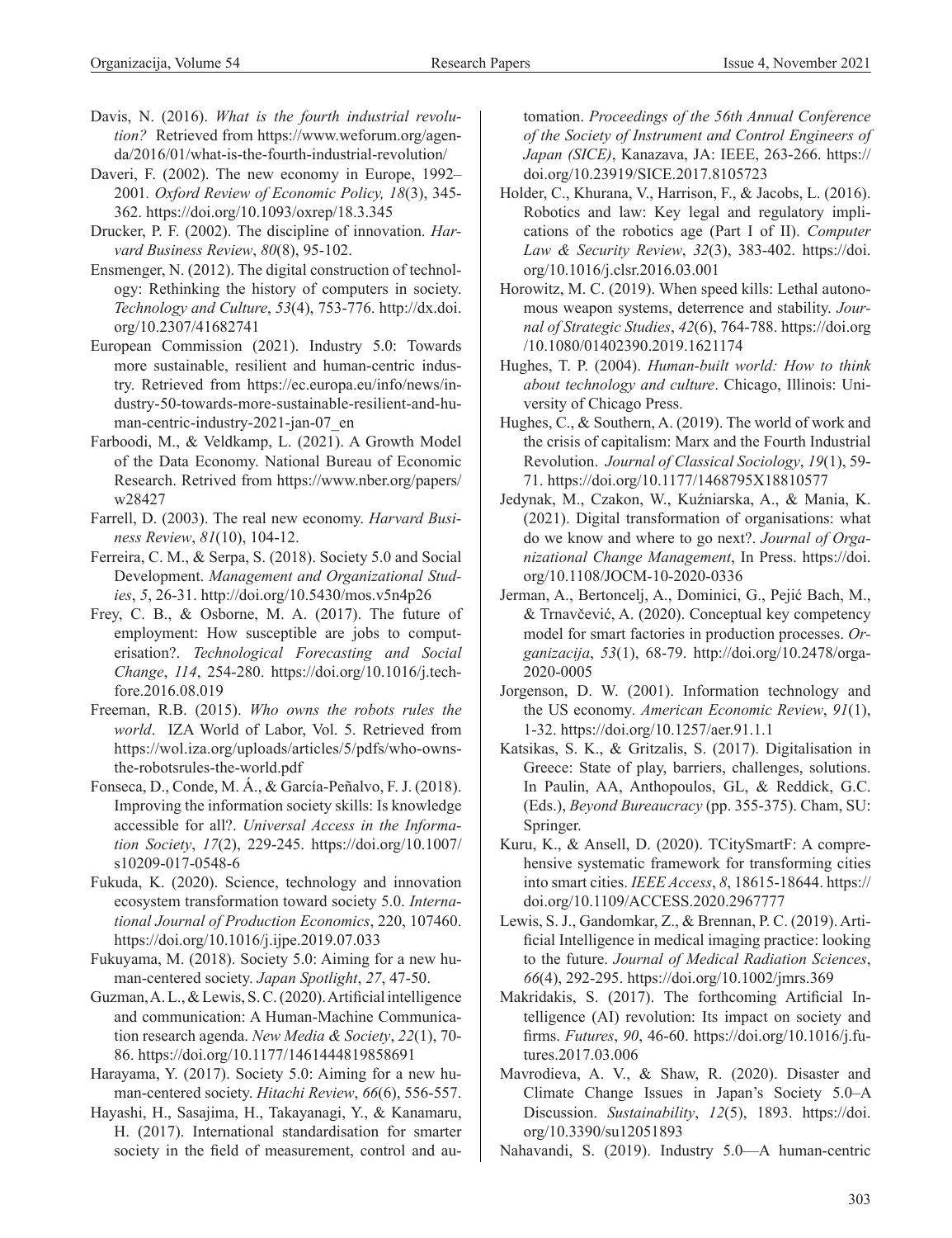Davis, N. (2016). *What is the fourth industrial revolution?* Retrieved from https://www.weforum.org/agenda/2016/01/what-is-the-fourth-industrial-revolution/

Daveri, F. (2002). The new economy in Europe, 1992–2001. *Oxford Review of Economic Policy, 18*(3), 345-362. https://doi.org/10.1093/oxrep/18.3.345

Drucker, P. F. (2002). The discipline of innovation. *Harvard Business Review*, *80*(8), 95-102.

Ensmenger, N. (2012). The digital construction of technology: Rethinking the history of computers in society. *Technology and Culture*, *53*(4), 753-776. http://dx.doi.org/10.2307/41682741

European Commission (2021). Industry 5.0: Towards more sustainable, resilient and human-centric industry. Retrieved from https://ec.europa.eu/info/news/industry-50-towards-more-sustainable-resilient-and-human-centric-industry-2021-jan-07_en

Farboodi, M., & Veldkamp, L. (2021). A Growth Model of the Data Economy. National Bureau of Economic Research. Retrived from https://www.nber.org/papers/w28427

Farrell, D. (2003). The real new economy. *Harvard Business Review*, *81*(10), 104-12.

Ferreira, C. M., & Serpa, S. (2018). Society 5.0 and Social Development. *Management and Organizational Studies*, *5*, 26-31. http://doi.org/10.5430/mos.v5n4p26

Frey, C. B., & Osborne, M. A. (2017). The future of employment: How susceptible are jobs to computerisation?. *Technological Forecasting and Social Change*, *114*, 254-280. https://doi.org/10.1016/j.techfore.2016.08.019

Freeman, R.B. (2015). *Who owns the robots rules the world*. IZA World of Labor, Vol. 5. Retrieved from https://wol.iza.org/uploads/articles/5/pdfs/who-owns-the-robotsrules-the-world.pdf

Fonseca, D., Conde, M. Á., & García-Peñalvo, F. J. (2018). Improving the information society skills: Is knowledge accessible for all?. *Universal Access in the Information Society*, *17*(2), 229-245. https://doi.org/10.1007/s10209-017-0548-6

Fukuda, K. (2020). Science, technology and innovation ecosystem transformation toward society 5.0. *International Journal of Production Economics*, 220, 107460. https://doi.org/10.1016/j.ijpe.2019.07.033

Fukuyama, M. (2018). Society 5.0: Aiming for a new human-centered society. *Japan Spotlight*, *27*, 47-50.

Guzman, A. L., & Lewis, S. C. (2020). Artificial intelligence and communication: A Human-Machine Communication research agenda. *New Media & Society*, *22*(1), 70-86. https://doi.org/10.1177/1461444819858691

Harayama, Y. (2017). Society 5.0: Aiming for a new human-centered society. *Hitachi Review*, *66*(6), 556-557.

Hayashi, H., Sasajima, H., Takayanagi, Y., & Kanamaru, H. (2017). International standardisation for smarter society in the field of measurement, control and automation. *Proceedings of the 56th Annual Conference of the Society of Instrument and Control Engineers of Japan (SICE)*, Kanazava, JA: IEEE, 263-266. https://doi.org/10.23919/SICE.2017.8105723

Holder, C., Khurana, V., Harrison, F., & Jacobs, L. (2016). Robotics and law: Key legal and regulatory implications of the robotics age (Part I of II). *Computer Law & Security Review*, *32*(3), 383-402. https://doi.org/10.1016/j.clsr.2016.03.001

Horowitz, M. C. (2019). When speed kills: Lethal autonomous weapon systems, deterrence and stability. *Journal of Strategic Studies*, *42*(6), 764-788. https://doi.org/10.1080/01402390.2019.1621174

Hughes, T. P. (2004). *Human-built world: How to think about technology and culture*. Chicago, Illinois: University of Chicago Press.

Hughes, C., & Southern, A. (2019). The world of work and the crisis of capitalism: Marx and the Fourth Industrial Revolution. *Journal of Classical Sociology*, *19*(1), 59-71. https://doi.org/10.1177/1468795X18810577

Jedynak, M., Czakon, W., Kuźniarska, A., & Mania, K. (2021). Digital transformation of organisations: what do we know and where to go next?. *Journal of Organizational Change Management*, In Press. https://doi.org/10.1108/JOCM-10-2020-0336

Jerman, A., Bertoncelj, A., Dominici, G., Pejić Bach, M., & Trnavčević, A. (2020). Conceptual key competency model for smart factories in production processes. *Organizacija*, *53*(1), 68-79. http://doi.org/10.2478/orga-2020-0005

Jorgenson, D. W. (2001). Information technology and the US economy. *American Economic Review*, *91*(1), 1-32. https://doi.org/10.1257/aer.91.1.1

Katsikas, S. K., & Gritzalis, S. (2017). Digitalisation in Greece: State of play, barriers, challenges, solutions. In Paulin, AA, Anthopoulos, GL, & Reddick, G.C. (Eds.), *Beyond Bureaucracy* (pp. 355-375). Cham, SU: Springer.

Kuru, K., & Ansell, D. (2020). TCitySmartF: A comprehensive systematic framework for transforming cities into smart cities. *IEEE Access*, *8*, 18615-18644. https://doi.org/10.1109/ACCESS.2020.2967777

Lewis, S. J., Gandomkar, Z., & Brennan, P. C. (2019). Artificial Intelligence in medical imaging practice: looking to the future. *Journal of Medical Radiation Sciences*, *66*(4), 292-295. https://doi.org/10.1002/jmrs.369

Makridakis, S. (2017). The forthcoming Artificial Intelligence (AI) revolution: Its impact on society and firms. *Futures*, *90*, 46-60. https://doi.org/10.1016/j.futures.2017.03.006

Mavrodieva, A. V., & Shaw, R. (2020). Disaster and Climate Change Issues in Japan's Society 5.0–A Discussion. *Sustainability*, *12*(5), 1893. https://doi.org/10.3390/su12051893

Nahavandi, S. (2019). Industry 5.0—A human-centric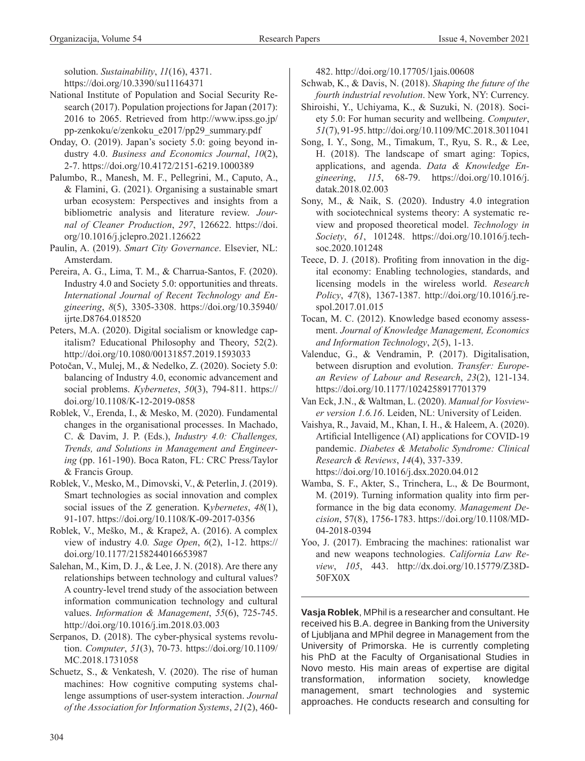solution. *Sustainability*, *11*(16), 4371. https://doi.org/10.3390/su11164371

National Institute of Population and Social Security Research (2017). Population projections for Japan (2017): 2016 to 2065. Retrieved from http://www.ipss.go.jp/pp-zenkoku/e/zenkoku_e2017/pp29_summary.pdf

Onday, O. (2019). Japan's society 5.0: going beyond industry 4.0. *Business and Economics Journal*, *10*(2), 2-7. https://doi.org/10.4172/2151-6219.1000389

Palumbo, R., Manesh, M. F., Pellegrini, M., Caputo, A., & Flamini, G. (2021). Organising a sustainable smart urban ecosystem: Perspectives and insights from a bibliometric analysis and literature review. *Journal of Cleaner Production*, *297*, 126622. https://doi.org/10.1016/j.jclepro.2021.126622

Paulin, A. (2019). *Smart City Governance*. Elsevier, NL: Amsterdam.

Pereira, A. G., Lima, T. M., & Charrua-Santos, F. (2020). Industry 4.0 and Society 5.0: opportunities and threats. *International Journal of Recent Technology and Engineering*, *8*(5), 3305-3308. https://doi.org/10.35940/ijrte.D8764.018520

Peters, M.A. (2020). Digital socialism or knowledge capitalism? Educational Philosophy and Theory, 52(2). http://doi.org/10.1080/00131857.2019.1593033

Potočan, V., Mulej, M., & Nedelko, Z. (2020). Society 5.0: balancing of Industry 4.0, economic advancement and social problems. *Kybernetes*, *50*(3), 794-811. https://doi.org/10.1108/K-12-2019-0858

Roblek, V., Erenda, I., & Mesko, M. (2020). Fundamental changes in the organisational processes. In Machado, C. & Davim, J. P. (Eds.), *Industry 4.0: Challenges, Trends, and Solutions in Management and Engineering* (pp. 161-190). Boca Raton, FL: CRC Press/Taylor & Francis Group.

Roblek, V., Mesko, M., Dimovski, V., & Peterlin, J. (2019). Smart technologies as social innovation and complex social issues of the Z generation. K*ybernetes*, *48*(1), 91-107. https://doi.org/10.1108/K-09-2017-0356

Roblek, V., Meško, M., & Krapež, A. (2016). A complex view of industry 4.0*. Sage Open*, *6*(2), 1-12. https://doi.org/10.1177/2158244016653987

Salehan, M., Kim, D. J., & Lee, J. N. (2018). Are there any relationships between technology and cultural values? A country-level trend study of the association between information communication technology and cultural values. *Information & Management*, *55*(6), 725-745. http://doi.org/10.1016/j.im.2018.03.003

Serpanos, D. (2018). The cyber-physical systems revolution. *Computer*, *51*(3), 70-73. https://doi.org/10.1109/MC.2018.1731058

Schuetz, S., & Venkatesh, V. (2020). The rise of human machines: How cognitive computing systems challenge assumptions of user-system interaction. *Journal of the Association for Information Systems*, *21*(2), 460-482. http://doi.org/10.17705/1jais.00608

Schwab, K., & Davis, N. (2018). *Shaping the future of the fourth industrial revolution*. New York, NY: Currency.

Shiroishi, Y., Uchiyama, K., & Suzuki, N. (2018). Society 5.0: For human security and wellbeing. *Computer*, *51*(7), 91-95. http://doi.org/10.1109/MC.2018.3011041

Song, I. Y., Song, M., Timakum, T., Ryu, S. R., & Lee, H. (2018). The landscape of smart aging: Topics, applications, and agenda. *Data & Knowledge Engineering*, *115*, 68-79. https://doi.org/10.1016/j.datak.2018.02.003

Sony, M., & Naik, S. (2020). Industry 4.0 integration with sociotechnical systems theory: A systematic review and proposed theoretical model. *Technology in Society*, *61*, 101248. https://doi.org/10.1016/j.techsoc.2020.101248

Teece, D. J. (2018). Profiting from innovation in the digital economy: Enabling technologies, standards, and licensing models in the wireless world. *Research Policy*, *47*(8), 1367-1387. http://doi.org/10.1016/j.respol.2017.01.015

Tocan, M. C. (2012). Knowledge based economy assessment. *Journal of Knowledge Management, Economics and Information Technology*, *2*(5), 1-13.

Valenduc, G., & Vendramin, P. (2017). Digitalisation, between disruption and evolution. *Transfer: European Review of Labour and Research*, *23*(2), 121-134. https://doi.org/10.1177/1024258917701379

Van Eck, J.N., & Waltman, L. (2020). *Manual for Vosviewer version 1.6.16*. Leiden, NL: University of Leiden.

Vaishya, R., Javaid, M., Khan, I. H., & Haleem, A. (2020). Artificial Intelligence (AI) applications for COVID-19 pandemic. *Diabetes & Metabolic Syndrome: Clinical Research & Reviews*, *14*(4), 337-339. https://doi.org/10.1016/j.dsx.2020.04.012

Wamba, S. F., Akter, S., Trinchera, L., & De Bourmont, M. (2019). Turning information quality into firm performance in the big data economy. *Management Decision*, 57(8), 1756-1783. https://doi.org/10.1108/MD-04-2018-0394

Yoo, J. (2017). Embracing the machines: rationalist war and new weapons technologies. *California Law Review*, *105*, 443. http://dx.doi.org/10.15779/Z38D50FX0X

---

**Vasja Roblek**, MPhil is a researcher and consultant. He received his B.A. degree in Banking from the University of Ljubljana and MPhil degree in Management from the University of Primorska. He is currently completing his PhD at the Faculty of Organisational Studies in Novo mesto. His main areas of expertise are digital transformation, information society, knowledge management, smart technologies and systemic approaches. He conducts research and consulting for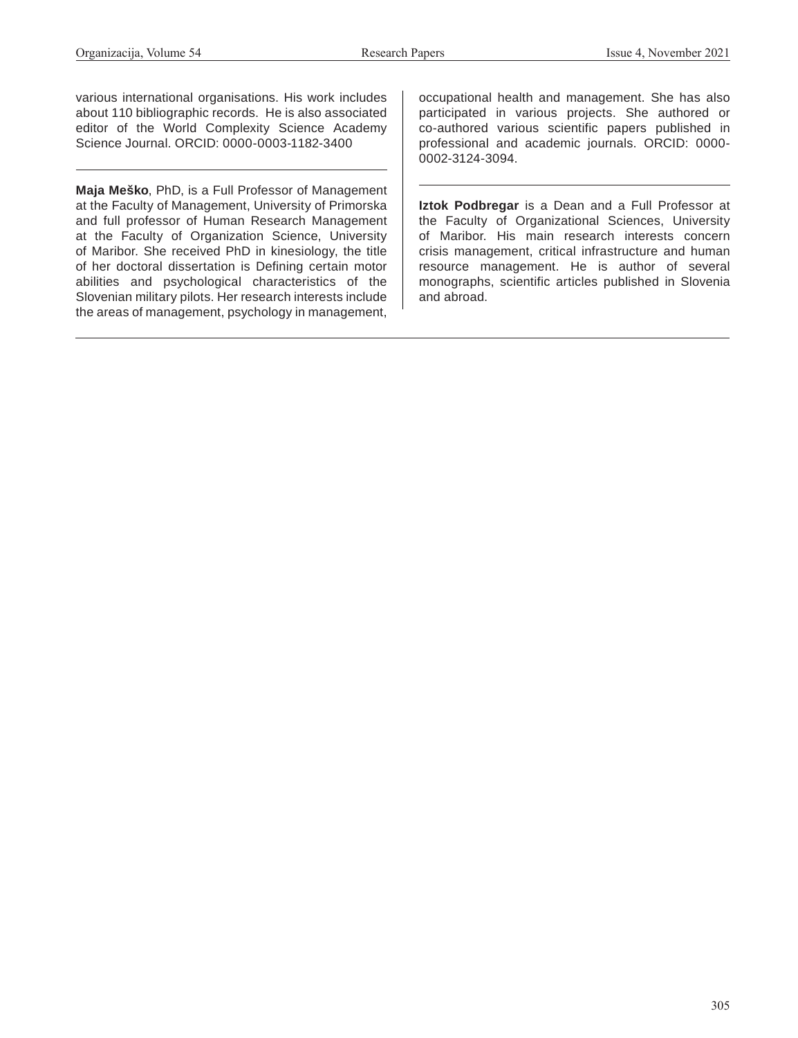various international organisations. His work includes about 110 bibliographic records.  He is also associated editor of the World Complexity Science Academy Science Journal. ORCID: 0000-0003-1182-3400

---

**Maja Meško**, PhD, is a Full Professor of Management at the Faculty of Management, University of Primorska and full professor of Human Research Management at the Faculty of Organization Science, University of Maribor. She received PhD in kinesiology, the title of her doctoral dissertation is Defining certain motor abilities and psychological characteristics of the Slovenian military pilots. Her research interests include the areas of management, psychology in management, occupational health and management. She has also participated in various projects. She authored or co-authored various scientific papers published in professional and academic journals. ORCID: 0000-0002-3124-3094.

---

**Iztok Podbregar** is a Dean and a Full Professor at the Faculty of Organizational Sciences, University of Maribor. His main research interests concern crisis management, critical infrastructure and human resource management. He is author of several monographs, scientific articles published in Slovenia and abroad.